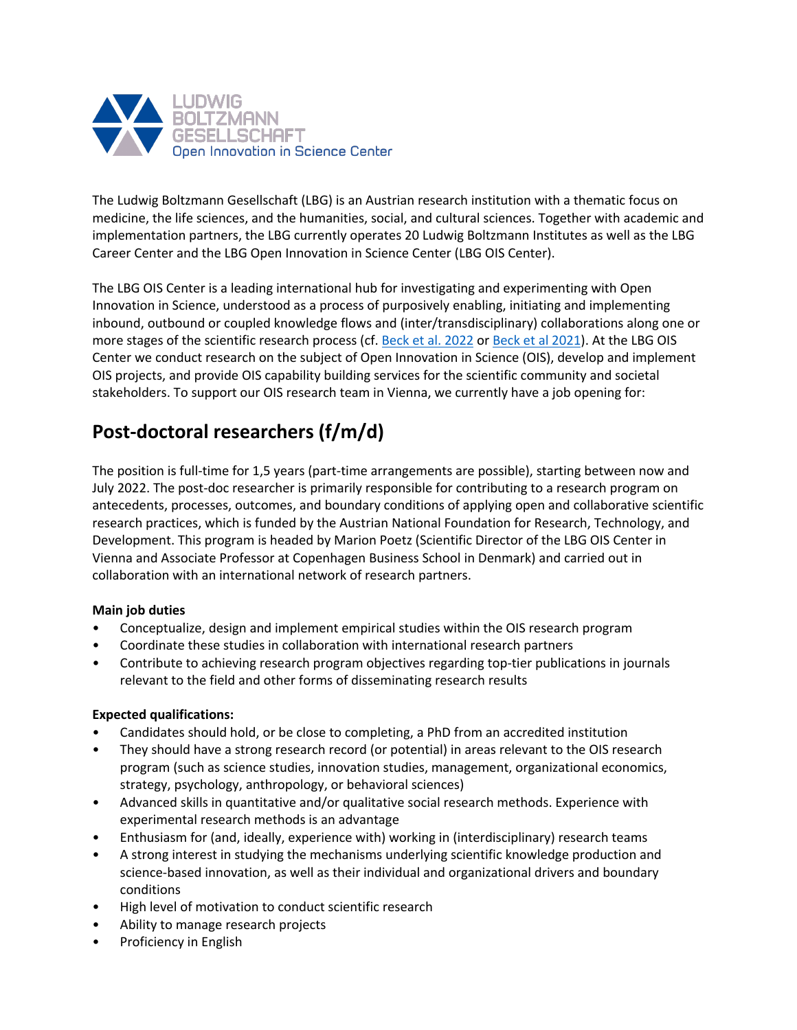LUDWIG BOLTZMANN GESELLSCHAFT
Open Innovation in Science Center

The Ludwig Boltzmann Gesellschaft (LBG) is an Austrian research institution with a thematic focus on medicine, the life sciences, and the humanities, social, and cultural sciences. Together with academic and implementation partners, the LBG currently operates 20 Ludwig Boltzmann Institutes as well as the LBG Career Center and the LBG Open Innovation in Science Center (LBG OIS Center).

The LBG OIS Center is a leading international hub for investigating and experimenting with Open Innovation in Science, understood as a process of purposively enabling, initiating and implementing inbound, outbound or coupled knowledge flows and (inter/transdisciplinary) collaborations along one or more stages of the scientific research process (cf. Beck et al. 2022 or Beck et al 2021). At the LBG OIS Center we conduct research on the subject of Open Innovation in Science (OIS), develop and implement OIS projects, and provide OIS capability building services for the scientific community and societal stakeholders. To support our OIS research team in Vienna, we currently have a job opening for:

## Post-doctoral researchers (f/m/d)

The position is full-time for 1,5 years (part-time arrangements are possible), starting between now and July 2022. The post-doc researcher is primarily responsible for contributing to a research program on antecedents, processes, outcomes, and boundary conditions of applying open and collaborative scientific research practices, which is funded by the Austrian National Foundation for Research, Technology, and Development. This program is headed by Marion Poetz (Scientific Director of the LBG OIS Center in Vienna and Associate Professor at Copenhagen Business School in Denmark) and carried out in collaboration with an international network of research partners.

**Main job duties**

- Conceptualize, design and implement empirical studies within the OIS research program
- Coordinate these studies in collaboration with international research partners
- Contribute to achieving research program objectives regarding top-tier publications in journals relevant to the field and other forms of disseminating research results

**Expected qualifications:**

- Candidates should hold, or be close to completing, a PhD from an accredited institution
- They should have a strong research record (or potential) in areas relevant to the OIS research program (such as science studies, innovation studies, management, organizational economics, strategy, psychology, anthropology, or behavioral sciences)
- Advanced skills in quantitative and/or qualitative social research methods. Experience with experimental research methods is an advantage
- Enthusiasm for (and, ideally, experience with) working in (interdisciplinary) research teams
- A strong interest in studying the mechanisms underlying scientific knowledge production and science-based innovation, as well as their individual and organizational drivers and boundary conditions
- High level of motivation to conduct scientific research
- Ability to manage research projects
- Proficiency in English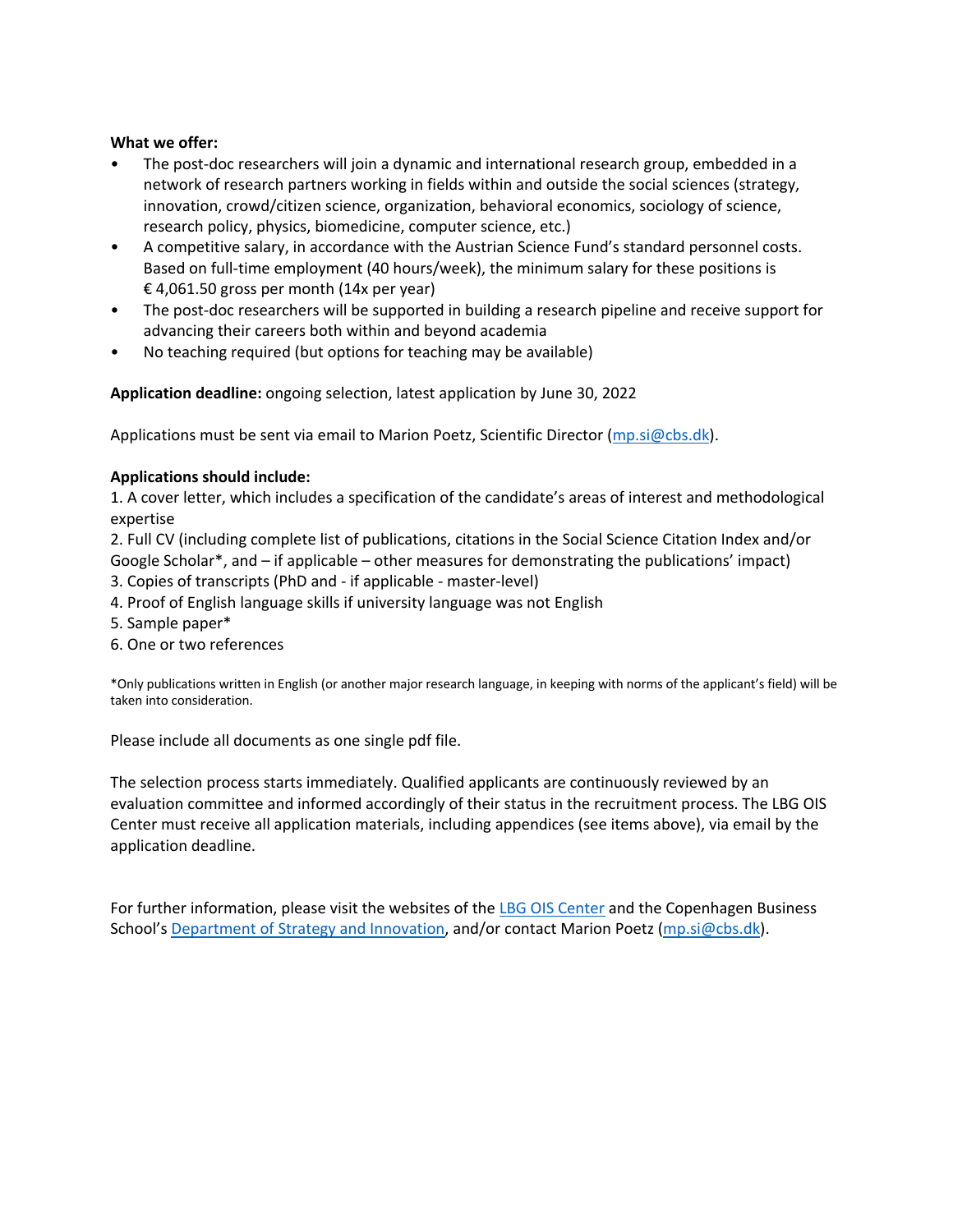**What we offer:**

- The post-doc researchers will join a dynamic and international research group, embedded in a network of research partners working in fields within and outside the social sciences (strategy, innovation, crowd/citizen science, organization, behavioral economics, sociology of science, research policy, physics, biomedicine, computer science, etc.)
- A competitive salary, in accordance with the Austrian Science Fund's standard personnel costs. Based on full-time employment (40 hours/week), the minimum salary for these positions is € 4,061.50 gross per month (14x per year)
- The post-doc researchers will be supported in building a research pipeline and receive support for advancing their careers both within and beyond academia
- No teaching required (but options for teaching may be available)

**Application deadline:** ongoing selection, latest application by June 30, 2022

Applications must be sent via email to Marion Poetz, Scientific Director (mp.si@cbs.dk).

**Applications should include:**

1. A cover letter, which includes a specification of the candidate's areas of interest and methodological expertise
2. Full CV (including complete list of publications, citations in the Social Science Citation Index and/or Google Scholar*, and – if applicable – other measures for demonstrating the publications' impact)
3. Copies of transcripts (PhD and - if applicable - master-level)
4. Proof of English language skills if university language was not English
5. Sample paper*
6. One or two references

*Only publications written in English (or another major research language, in keeping with norms of the applicant's field) will be taken into consideration.

Please include all documents as one single pdf file.

The selection process starts immediately. Qualified applicants are continuously reviewed by an evaluation committee and informed accordingly of their status in the recruitment process. The LBG OIS Center must receive all application materials, including appendices (see items above), via email by the application deadline.

For further information, please visit the websites of the LBG OIS Center and the Copenhagen Business School's Department of Strategy and Innovation, and/or contact Marion Poetz (mp.si@cbs.dk).